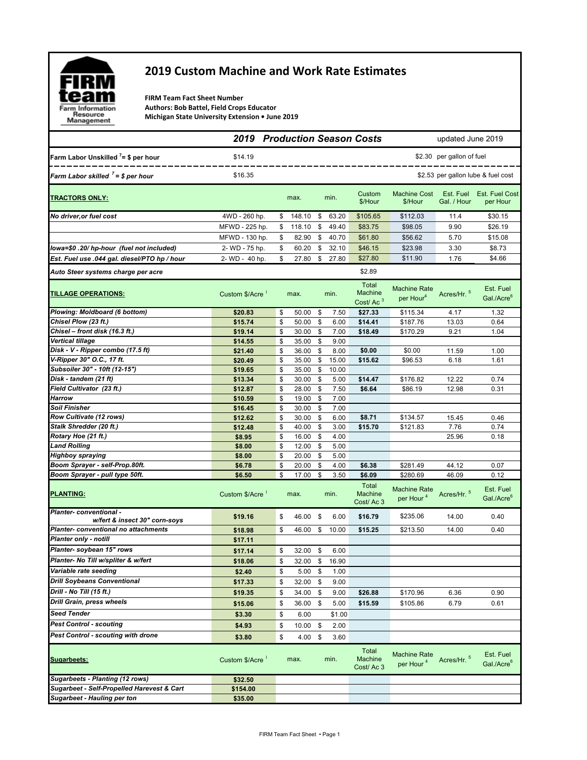# 2019 Custom Machine and Work Rate Estimates

**FIRM Team Fact Sheet Number**
**Authors: Bob Battel, Field Crops Educator**
**Michigan State University Extension • June 2019**

## *2019 Production Season Costs* — updated June 2019

| | | | |
|---|---|---|---|
| **Farm Labor Unskilled [7]= $ per hour** | $14.19 | $2.30 | per gallon of fuel |
| ***Farm Labor skilled [7] = $ per hour*** | $16.35 | $2.53 | per gallon lube & fuel cost |

| **TRACTORS ONLY:** | | max. | min. | Custom $/Hour | Machine Cost $/Hour | Est. Fuel Gal. / Hour | Est. Fuel Cost per Hour |
|---|---|---|---|---|---|---|---|
| ***No driver,or fuel cost*** | 4WD - 260 hp. | $ 148.10 | $ 63.20 | $105.65 | $112.03 | 11.4 | $30.15 |
| | MFWD - 225 hp. | $ 118.10 | $ 49.40 | $83.75 | $98.05 | 9.90 | $26.19 |
| | MFWD - 130 hp. | $ 82.90 | $ 40.70 | $61.80 | $56.62 | 5.70 | $15.08 |
| ***Iowa=$0 .20/ hp-hour (fuel not included)*** | 2- WD - 75 hp. | $ 60.20 | $ 32.10 | $46.15 | $23.98 | 3.30 | $8.73 |
| ***Est. Fuel use .044 gal. diesel/PTO hp / hour*** | 2- WD - 40 hp. | $ 27.80 | $ 27.80 | $27.80 | $11.90 | 1.76 | $4.66 |
| ***Auto Steer systems charge per acre*** | | | | $2.89 | | | |

| **TILLAGE OPERATIONS:** | Custom $/Acre [1] | max. | min. | Total Machine Cost/ Ac [3] | Machine Rate per Hour[4] | Acres/Hr. [5] | Est. Fuel Gal./Acre[6] |
|---|---|---|---|---|---|---|---|
| ***Plowing: Moldboard (6 bottom)*** | **$20.83** | $ 50.00 | $ 7.50 | **$27.33** | $115.34 | 4.17 | 1.32 |
| ***Chisel Plow (23 ft.)*** | **$15.74** | $ 50.00 | $ 6.00 | **$14.41** | $187.76 | 13.03 | 0.64 |
| ***Chisel – front disk (16.3 ft.)*** | **$19.14** | $ 30.00 | $ 7.00 | **$18.49** | $170.29 | 9.21 | 1.04 |
| ***Vertical tillage*** | **$14.55** | $ 35.00 | $ 9.00 | | | | |
| ***Disk - V - Ripper combo (17.5 ft)*** | **$21.40** | $ 36.00 | $ 8.00 | **$0.00** | $0.00 | 11.59 | 1.00 |
| ***V-Ripper 30" O.C., 17 ft.*** | **$20.49** | $ 35.00 | $ 15.00 | **$15.62** | $96.53 | 6.18 | 1.61 |
| ***Subsoiler 30" - 10ft (12-15")*** | **$19.65** | $ 35.00 | $ 10.00 | | | | |
| ***Disk - tandem (21 ft)*** | **$13.34** | $ 30.00 | $ 5.00 | **$14.47** | $176.82 | 12.22 | 0.74 |
| ***Field Cultivator (23 ft.)*** | **$12.87** | $ 28.00 | $ 7.50 | **$6.64** | $86.19 | 12.98 | 0.31 |
| ***Harrow*** | **$10.59** | $ 19.00 | $ 7.00 | | | | |
| ***Soil Finisher*** | **$16.45** | $ 30.00 | $ 7.00 | | | | |
| ***Row Cultivate (12 rows)*** | **$12.62** | $ 30.00 | $ 6.00 | **$8.71** | $134.57 | 15.45 | 0.46 |
| ***Stalk Shredder (20 ft.)*** | **$12.48** | $ 40.00 | $ 3.00 | **$15.70** | $121.83 | 7.76 | 0.74 |
| ***Rotary Hoe (21 ft.)*** | **$8.95** | $ 16.00 | $ 4.00 | | | 25.96 | 0.18 |
| ***Land Rolling*** | **$8.00** | $ 12.00 | $ 5.00 | | | | |
| ***Highboy spraying*** | **$8.00** | $ 20.00 | $ 5.00 | | | | |
| ***Boom Sprayer - self-Prop.80ft.*** | **$6.78** | $ 20.00 | $ 4.00 | **$6.38** | $281.49 | 44.12 | 0.07 |
| ***Boom Sprayer - pull type 50ft.*** | **$6.50** | $ 17.00 | $ 3.50 | **$6.09** | $280.69 | 46.09 | 0.12 |

| **PLANTING:** | Custom $/Acre [1] | max. | min. | Total Machine Cost/ Ac 3 | Machine Rate per Hour [4] | Acres/Hr. [5] | Est. Fuel Gal./Acre[6] |
|---|---|---|---|---|---|---|---|
| ***Planter- conventional - w/fert & insect 30" corn-soys*** | **$19.16** | $ 46.00 | $ 6.00 | **$16.79** | $235.06 | 14.00 | 0.40 |
| ***Planter- conventional no attachments*** | **$18.98** | $ 46.00 | $ 10.00 | **$15.25** | $213.50 | 14.00 | 0.40 |
| ***Planter only - notill*** | **$17.11** | | | | | | |
| ***Planter- soybean 15" rows*** | **$17.14** | $ 32.00 | $ 6.00 | | | | |
| ***Planter- No Till w/spliter & w/fert*** | **$18.06** | $ 32.00 | $ 16.90 | | | | |
| ***Variable rate seeding*** | **$2.40** | $ 5.00 | $ 1.00 | | | | |
| ***Drill Soybeans Conventional*** | **$17.33** | $ 32.00 | $ 9.00 | | | | |
| ***Drill - No Till (15 ft.)*** | **$19.35** | $ 34.00 | $ 9.00 | **$26.88** | $170.96 | 6.36 | 0.90 |
| ***Drill Grain, press wheels*** | **$15.06** | $ 36.00 | $ 5.00 | **$15.59** | $105.86 | 6.79 | 0.61 |
| ***Seed Tender*** | **$3.30** | $ 6.00 | $1.00 | | | | |
| ***Pest Control - scouting*** | **$4.93** | $ 10.00 | $ 2.00 | | | | |
| ***Pest Control - scouting with drone*** | **$3.80** | $ 4.00 | $ 3.60 | | | | |

| **Sugarbeets:** | Custom $/Acre [1] | max. | min. | Total Machine Cost/ Ac 3 | Machine Rate per Hour [4] | Acres/Hr. [5] | Est. Fuel Gal./Acre[6] |
|---|---|---|---|---|---|---|---|
| ***Sugarbeets - Planting (12 rows)*** | **$32.50** | | | | | | |
| ***Sugarbeet - Self-Propelled Harevest & Cart*** | **$154.00** | | | | | | |
| ***Sugarbeet - Hauling per ton*** | **$35.00** | | | | | | |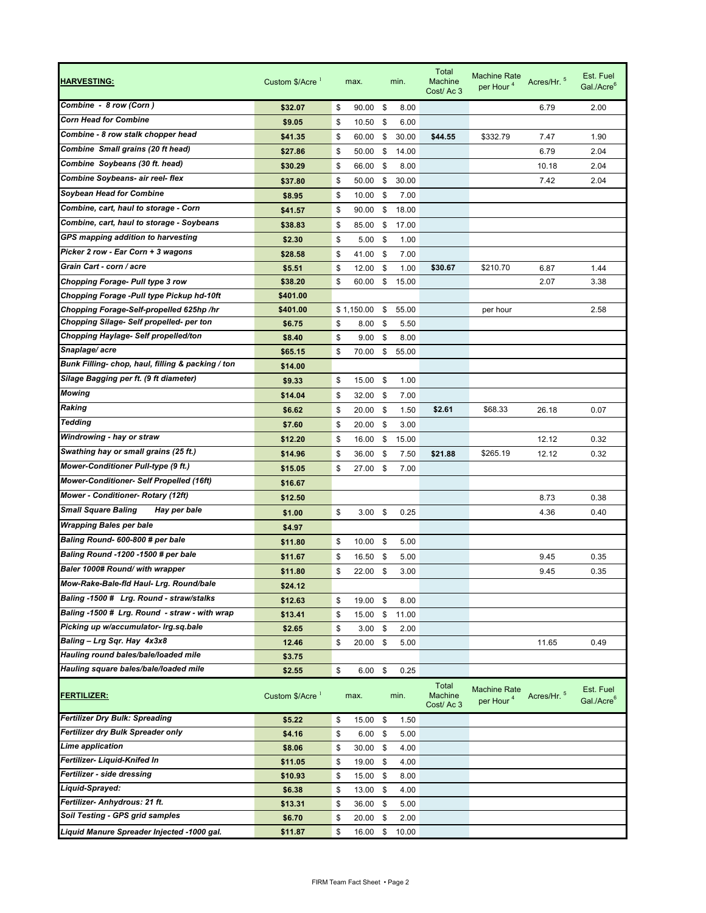| **HARVESTING:** | Custom $/Acre [1] | max. | min. | Total Machine Cost/ Ac 3 | Machine Rate per Hour [4] | Acres/Hr. [5] | Est. Fuel Gal./Acre[6] |
|---|---|---|---|---|---|---|---|
| *Combine - 8 row (Corn )* | **$32.07** | $ 90.00 | $ 8.00 | | | 6.79 | 2.00 |
| *Corn Head for Combine* | **$9.05** | $ 10.50 | $ 6.00 | | | | |
| *Combine - 8 row stalk chopper head* | **$41.35** | $ 60.00 | $ 30.00 | **$44.55** | $332.79 | 7.47 | 1.90 |
| *Combine Small grains (20 ft head)* | **$27.86** | $ 50.00 | $ 14.00 | | | 6.79 | 2.04 |
| *Combine Soybeans (30 ft. head)* | **$30.29** | $ 66.00 | $ 8.00 | | | 10.18 | 2.04 |
| *Combine Soybeans- air reel- flex* | **$37.80** | $ 50.00 | $ 30.00 | | | 7.42 | 2.04 |
| *Soybean Head for Combine* | **$8.95** | $ 10.00 | $ 7.00 | | | | |
| *Combine, cart, haul to storage - Corn* | **$41.57** | $ 90.00 | $ 18.00 | | | | |
| *Combine, cart, haul to storage - Soybeans* | **$38.83** | $ 85.00 | $ 17.00 | | | | |
| *GPS mapping addition to harvesting* | **$2.30** | $ 5.00 | $ 1.00 | | | | |
| *Picker 2 row - Ear Corn + 3 wagons* | **$28.58** | $ 41.00 | $ 7.00 | | | | |
| *Grain Cart - corn / acre* | **$5.51** | $ 12.00 | $ 1.00 | **$30.67** | $210.70 | 6.87 | 1.44 |
| *Chopping Forage- Pull type 3 row* | **$38.20** | $ 60.00 | $ 15.00 | | | 2.07 | 3.38 |
| *Chopping Forage -Pull type Pickup hd-10ft* | **$401.00** | | | | | | |
| *Chopping Forage-Self-propelled 625hp /hr* | **$401.00** | $ 1,150.00 | $ 55.00 | | per hour | | 2.58 |
| *Chopping Silage- Self propelled- per ton* | **$6.75** | $ 8.00 | $ 5.50 | | | | |
| *Chopping Haylage- Self propelled/ton* | **$8.40** | $ 9.00 | $ 8.00 | | | | |
| *Snaplage/ acre* | **$65.15** | $ 70.00 | $ 55.00 | | | | |
| *Bunk Filling- chop, haul, filling & packing / ton* | **$14.00** | | | | | | |
| *Silage Bagging per ft. (9 ft diameter)* | **$9.33** | $ 15.00 | $ 1.00 | | | | |
| *Mowing* | **$14.04** | $ 32.00 | $ 7.00 | | | | |
| *Raking* | **$6.62** | $ 20.00 | $ 1.50 | **$2.61** | $68.33 | 26.18 | 0.07 |
| *Tedding* | **$7.60** | $ 20.00 | $ 3.00 | | | | |
| *Windrowing - hay or straw* | **$12.20** | $ 16.00 | $ 15.00 | | | 12.12 | 0.32 |
| *Swathing hay or small grains (25 ft.)* | **$14.96** | $ 36.00 | $ 7.50 | **$21.88** | $265.19 | 12.12 | 0.32 |
| *Mower-Conditioner Pull-type (9 ft.)* | **$15.05** | $ 27.00 | $ 7.00 | | | | |
| *Mower-Conditioner- Self Propelled (16ft)* | **$16.67** | | | | | | |
| *Mower - Conditioner- Rotary (12ft)* | **$12.50** | | | | | 8.73 | 0.38 |
| *Small Square Baling Hay per bale* | **$1.00** | $ 3.00 | $ 0.25 | | | 4.36 | 0.40 |
| *Wrapping Bales per bale* | **$4.97** | | | | | | |
| *Baling Round- 600-800 # per bale* | **$11.80** | $ 10.00 | $ 5.00 | | | | |
| *Baling Round -1200 -1500 # per bale* | **$11.67** | $ 16.50 | $ 5.00 | | | 9.45 | 0.35 |
| *Baler 1000# Round/ with wrapper* | **$11.80** | $ 22.00 | $ 3.00 | | | 9.45 | 0.35 |
| *Mow-Rake-Bale-fld Haul- Lrg. Round/bale* | **$24.12** | | | | | | |
| *Baling -1500 # Lrg. Round - straw/stalks* | **$12.63** | $ 19.00 | $ 8.00 | | | | |
| *Baling -1500 # Lrg. Round - straw - with wrap* | **$13.41** | $ 15.00 | $ 11.00 | | | | |
| *Picking up w/accumulator- lrg.sq.bale* | **$2.65** | $ 3.00 | $ 2.00 | | | | |
| *Baling – Lrg Sqr. Hay 4x3x8* | **12.46** | $ 20.00 | $ 5.00 | | | 11.65 | 0.49 |
| *Hauling round bales/bale/loaded mile* | **$3.75** | | | | | | |
| *Hauling square bales/bale/loaded mile* | **$2.55** | $ 6.00 | $ 0.25 | | | | |

| **FERTILIZER:** | Custom $/Acre [1] | max. | min. | Total Machine Cost/ Ac 3 | Machine Rate per Hour [4] | Acres/Hr. [5] | Est. Fuel Gal./Acre[6] |
|---|---|---|---|---|---|---|---|
| *Fertilizer Dry Bulk: Spreading* | **$5.22** | $ 15.00 | $ 1.50 | | | | |
| *Fertilizer dry Bulk Spreader only* | **$4.16** | $ 6.00 | $ 5.00 | | | | |
| *Lime application* | **$8.06** | $ 30.00 | $ 4.00 | | | | |
| *Fertilizer- Liquid-Knifed In* | **$11.05** | $ 19.00 | $ 4.00 | | | | |
| *Fertilizer - side dressing* | **$10.93** | $ 15.00 | $ 8.00 | | | | |
| *Liquid-Sprayed:* | **$6.38** | $ 13.00 | $ 4.00 | | | | |
| *Fertilizer- Anhydrous: 21 ft.* | **$13.31** | $ 36.00 | $ 5.00 | | | | |
| *Soil Testing - GPS grid samples* | **$6.70** | $ 20.00 | $ 2.00 | | | | |
| *Liquid Manure Spreader Injected -1000 gal.* | **$11.87** | $ 16.00 | $ 10.00 | | | | |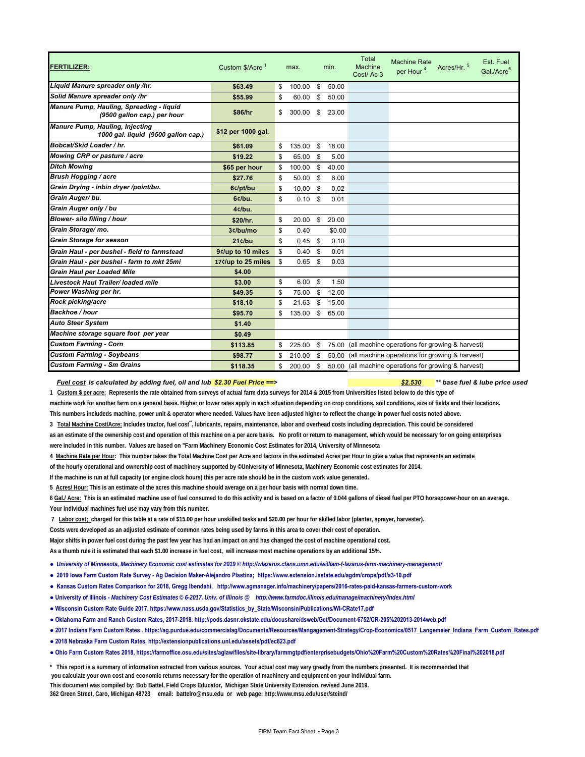| FERTILIZER: | Custom $/Acre [1] | max. | min. | Total Machine Cost/ Ac 3 | Machine Rate per Hour [4] | Acres/Hr. [5] | Est. Fuel Gal./Acre[6] |
|---|---|---|---|---|---|---|---|
| *Liquid Manure spreader only /hr.* | **$63.49** | $ 100.00 | $ 50.00 | | | | |
| *Solid Manure spreader only /hr* | **$55.99** | $ 60.00 | $ 50.00 | | | | |
| *Manure Pump, Hauling, Spreading - liquid (9500 gallon cap.) per hour* | **$86/hr** | $ 300.00 | $ 23.00 | | | | |
| *Manure Pump, Hauling, Injecting 1000 gal. liquid (9500 gallon cap.)* | **$12 per 1000 gal.** | | | | | | |
| *Bobcat/Skid Loader / hr.* | **$61.09** | $ 135.00 | $ 18.00 | | | | |
| *Mowing CRP or pasture / acre* | **$19.22** | $ 65.00 | $ 5.00 | | | | |
| *Ditch Mowing* | **$65 per hour** | $ 100.00 | $ 40.00 | | | | |
| *Brush Hogging / acre* | **$27.76** | $ 50.00 | $ 6.00 | | | | |
| *Grain Drying - inbin dryer /point/bu.* | **6¢/pt/bu** | $ 10.00 | $ 0.02 | | | | |
| *Grain Auger/ bu.* | **6¢/bu.** | $ 0.10 | $ 0.01 | | | | |
| *Grain Auger only / bu* | **4¢/bu.** | | | | | | |
| *Blower- silo filling / hour* | **$20/hr.** | $ 20.00 | $ 20.00 | | | | |
| *Grain Storage/ mo.* | **3¢/bu/mo** | $ 0.40 | $0.00 | | | | |
| *Grain Storage for season* | **21¢/bu** | $ 0.45 | $ 0.10 | | | | |
| *Grain Haul - per bushel - field to farmstead* | **9¢/up to 10 miles** | $ 0.40 | $ 0.01 | | | | |
| *Grain Haul - per bushel - farm to mkt 25mi* | **17¢/up to 25 miles** | $ 0.65 | $ 0.03 | | | | |
| *Grain Haul per Loaded Mile* | **$4.00** | | | | | | |
| *Livestock Haul Trailer/ loaded mile* | **$3.00** | $ 6.00 | $ 1.50 | | | | |
| *Power Washing per hr.* | **$49.35** | $ 75.00 | $ 12.00 | | | | |
| *Rock picking/acre* | **$18.10** | $ 21.63 | $ 15.00 | | | | |
| *Backhoe / hour* | **$95.70** | $ 135.00 | $ 65.00 | | | | |
| *Auto Steer System* | **$1.40** | | | | | | |
| *Machine storage square foot per year* | **$0.49** | | | | | | |
| *Custom Farming - Corn* | **$113.85** | $ 225.00 | $ 75.00 | (all machine operations for growing & harvest) | | | |
| *Custom Farming - Soybeans* | **$98.77** | $ 210.00 | $ 50.00 | (all machine operations for growing & harvest) | | | |
| *Custom Farming - Sm Grains* | **$118.35** | $ 200.00 | $ 50.00 | (all machine operations for growing & harvest) | | | |

***Fuel cost** is calculated by adding fuel, oil and lub $2.30 Fuel Price ==>* ***$2.530*** ***\*\* base fuel & lube price used***

**1 Custom $ per acre: Represents the rate obtained from surveys of actual farm data surveys for 2014 & 2015 from Universities listed below to do this type of machine work for another farm on a general basis. Higher or lower rates apply in each situation depending on crop conditions, soil conditions, size of fields and their locations. This numbers includeds machine, power unit & operator where needed. Values have been adjusted higher to reflect the change in power fuel costs noted above.**

**3 Total Machine Cost/Acre: Includes tractor, fuel cost\*\*, lubricants, repairs, maintenance, labor and overhead costs including depreciation. This could be considered as an estimate of the ownership cost and operation of this machine on a per acre basis. No profit or return to management, which would be necessary for on going enterprises were included in this number. Values are based on "Farm Machinery Economic Cost Estimates for 2014, University of Minnesota**

**4 Machine Rate per Hour: This number takes the Total Machine Cost per Acre and factors in the estimated Acres per Hour to give a value that represents an estimate of the hourly operational and ownership cost of machinery supported by ©University of Minnesota, Machinery Economic cost estimates for 2014. If the machine is run at full capacity (or engine clock hours) this per acre rate should be in the custom work value generated.**

**5 Acres/ Hour: This is an estimate of the acres this machine should average on a per hour basis with normal down time.**

**6 Gal./ Acre: This is an estimated machine use of fuel consumed to do this activity and is based on a factor of 0.044 gallons of diesel fuel per PTO horsepower-hour on an average. Your individual machines fuel use may vary from this number.**

**7 Labor cost; charged for this table at a rate of $15.00 per hour unskilled tasks and $20.00 per hour for skilled labor (planter, sprayer, harvester). Costs were developed as an adjusted estimate of common rates being used by farms in this area to cover their cost of operation. Major shifts in power fuel cost during the past few year has had an impact on and has changed the cost of machine operational cost. As a thumb rule it is estimated that each $1.00 increase in fuel cost, will increase most machine operations by an additional 15%.**

- ***University of Minnesota, Machinery Economic cost estimates for 2019 © http://wlazarus.cfans.umn.edu/william-f-lazarus-farm-machinery-management/***
- **2019 Iowa Farm Custom Rate Survey - Ag Decision Maker-Alejandro Plastina; https://www.extension.iastate.edu/agdm/crops/pdf/a3-10.pdf**
- **Kansas Custom Rates Comparison for 2018, Gregg Ibendahi, http://www.agmanager.info/machinery/papers/2016-rates-paid-kansas-farmers-custom-work**
- **University of Illinois - *Machinery Cost Estimates © 6-2017, Univ. of Illinois @ http://www.farmdoc.illinois.edu/manage/machinery/index.html***
- **Wisconsin Custom Rate Guide 2017. https://www.nass.usda.gov/Statistics_by_State/Wisconsin/Publications/WI-CRate17.pdf**
- **Oklahoma Farm and Ranch Custom Rates, 2017-2018. http://pods.dasnr.okstate.edu/docushare/dsweb/Get/Document-6752/CR-205%202013-2014web.pdf**
- **2017 Indiana Farm Custom Rates . https://ag.purdue.edu/commercialag/Documents/Resources/Mangagement-Strategy/Crop-Economics/0517_Langemeier_Indiana_Farm_Custom_Rates.pdf**
- **2018 Nebraska Farm Custom Rates, http://extensionpublications.unl.edu/assets/pdf/ec823.pdf**
- **Ohio Farm Custom Rates 2018, https://farmoffice.osu.edu/sites/aglaw/files/site-library/farmmgtpdf/enterprisebudgets/Ohio%20Farm%20Custom%20Rates%20Final%202018.pdf**

**\* This report is a summary of information extracted from various sources. Your actual cost may vary greatly from the numbers presented. It is recommended that you calculate your own cost and economic returns necessary for the operation of machinery and equipment on your individual farm.**

**This document was compiled by: Bob Battel, Field Crops Educator, Michigan State University Extension. revised June 2019.**

**362 Green Street, Caro, Michigan 48723 email: battelro@msu.edu or web page: http://www.msu.edu/user/steind/**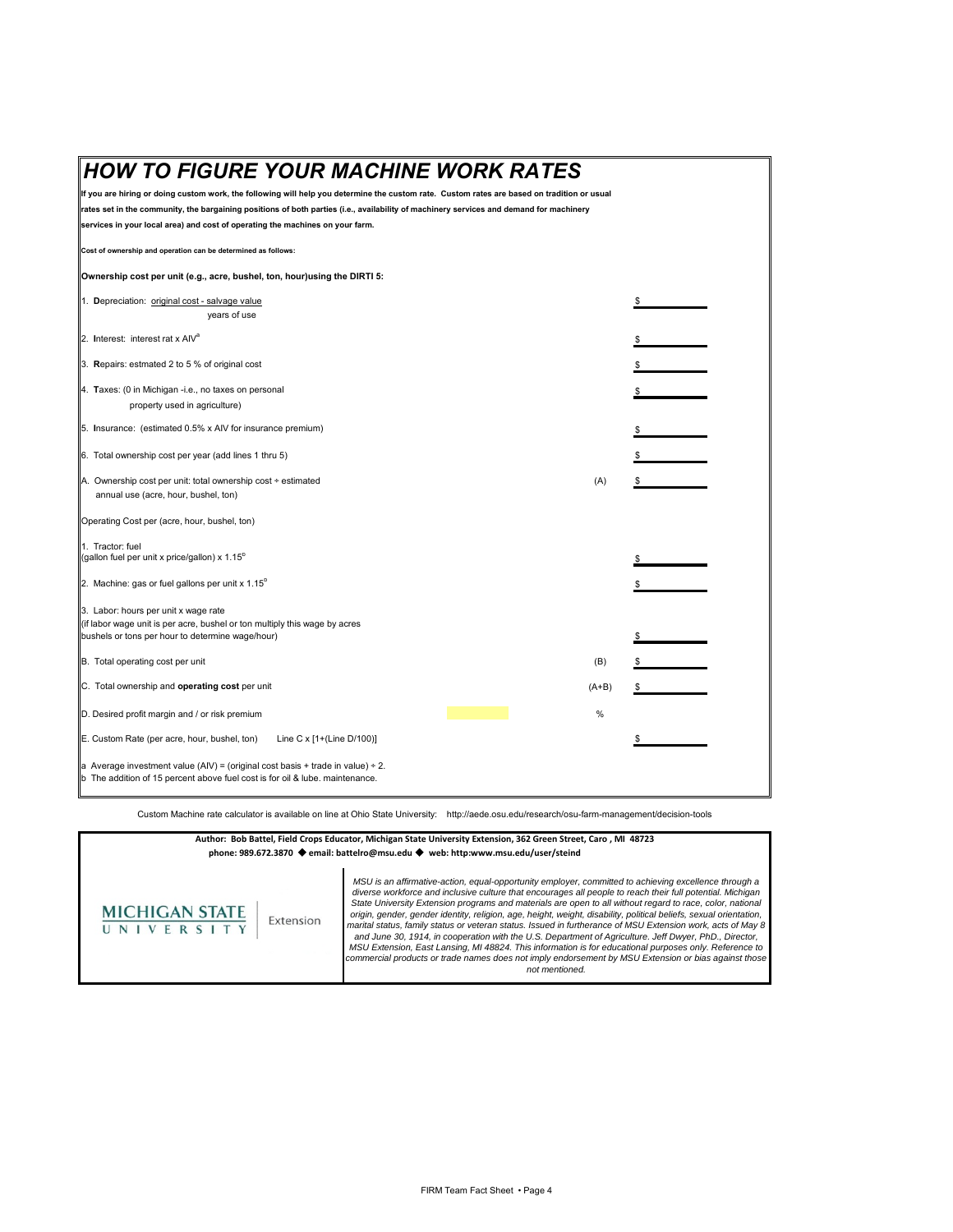# HOW TO FIGURE YOUR MACHINE WORK RATES

**If you are hiring or doing custom work, the following will help you determine the custom rate. Custom rates are based on tradition or usual rates set in the community, the bargaining positions of both parties (i.e., availability of machinery services and demand for machinery services in your local area) and cost of operating the machines on your farm.**

**Cost of ownership and operation can be determined as follows:**

**Ownership cost per unit (e.g., acre, bushel, ton, hour)using the DIRTI 5:**

| | | |
|---|---|---|
| 1. **D**epreciation: original cost - salvage value / years of use | | $ |
| 2. **I**nterest: interest rat x AIV[a] | | $ |
| 3. **R**epairs: estmated 2 to 5 % of original cost | | $ |
| 4. **T**axes: (0 in Michigan -i.e., no taxes on personal property used in agriculture) | | $ |
| 5. **I**nsurance: (estimated 0.5% x AIV for insurance premium) | | $ |
| 6. Total ownership cost per year (add lines 1 thru 5) | | $ |
| A. Ownership cost per unit: total ownership cost ÷ estimated annual use (acre, hour, bushel, ton) | (A) | $ |

Operating Cost per (acre, hour, bushel, ton)

| | | |
|---|---|---|
| 1. Tractor: fuel (gallon fuel per unit x price/gallon) x 1.15[b] | | $ |
| 2. Machine: gas or fuel gallons per unit x 1.15[b] | | $ |
| 3. Labor: hours per unit x wage rate (if labor wage unit is per acre, bushel or ton multiply this wage by acres bushels or tons per hour to determine wage/hour) | | $ |
| B. Total operating cost per unit | (B) | $ |
| C. Total ownership and **operating cost** per unit | (A+B) | $ |
| D. Desired profit margin and / or risk premium | % | |
| E. Custom Rate (per acre, hour, bushel, ton) Line C x [1+(Line D/100)] | | $ |

a Average investment value (AIV) = (original cost basis + trade in value) ÷ 2.
b The addition of 15 percent above fuel cost is for oil & lube. maintenance.

Custom Machine rate calculator is available on line at Ohio State University: http://aede.osu.edu/research/osu-farm-management/decision-tools

**Author: Bob Battel, Field Crops Educator, Michigan State University Extension, 362 Green Street, Caro , MI 48723**
**phone: 989.672.3870 ◆ email: battelro@msu.edu ◆ web: http:www.msu.edu/user/steind**

MICHIGAN STATE UNIVERSITY Extension

*MSU is an affirmative-action, equal-opportunity employer, committed to achieving excellence through a diverse workforce and inclusive culture that encourages all people to reach their full potential. Michigan State University Extension programs and materials are open to all without regard to race, color, national origin, gender, gender identity, religion, age, height, weight, disability, political beliefs, sexual orientation, marital status, family status or veteran status. Issued in furtherance of MSU Extension work, acts of May 8 and June 30, 1914, in cooperation with the U.S. Department of Agriculture. Jeff Dwyer, PhD., Director, MSU Extension, East Lansing, MI 48824. This information is for educational purposes only. Reference to commercial products or trade names does not imply endorsement by MSU Extension or bias against those not mentioned.*